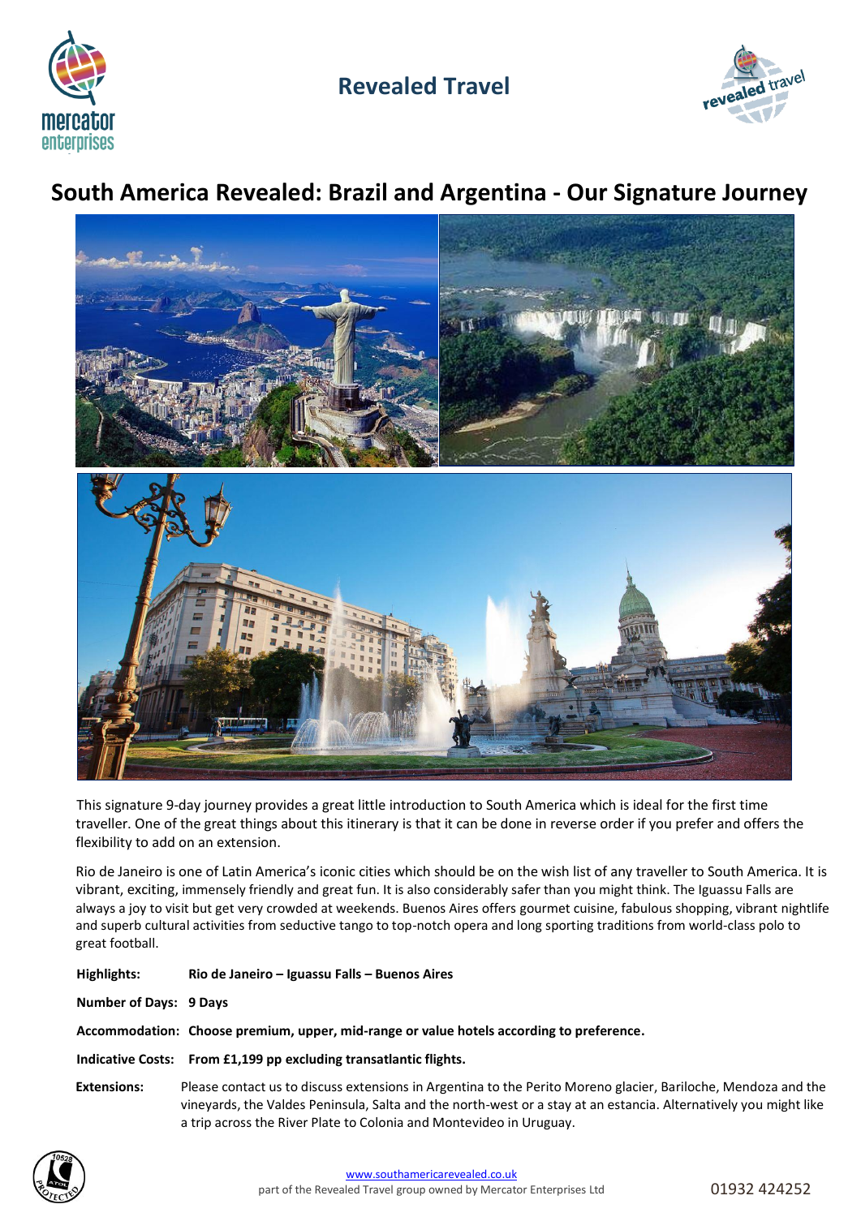# Revealed Travel

## South America Revealed: Brazil and Argentina - Our Signature Journey

This signature 9-day journey provides a great little introduction to South America which is ideal for the first time traveller. One of the great things about this itinerary is that it can be done in reverse order if you prefer and offers the flexibility to add on an extension.

Rio de Janeiro is one of Latin America's iconic cities which should be on the wish list of any traveller to South America. It is vibrant, exciting, immensely friendly and great fun. It is also considerably safer than you might think. The Iguassu Falls are always a joy to visit but get very crowded at weekends. Buenos Aires offers gourmet cuisine, fabulous shopping, vibrant nightlife and superb cultural activities from seductive tango to top-notch opera and long sporting traditions from world-class polo to great football.

**Highlights:** **Rio de Janeiro – Iguassu Falls – Buenos Aires**

**Number of Days:** **9 Days**

**Accommodation:** **Choose premium, upper, mid-range or value hotels according to preference.**

**Indicative Costs:** **From £1,199 pp excluding transatlantic flights.**

**Extensions:** Please contact us to discuss extensions in Argentina to the Perito Moreno glacier, Bariloche, Mendoza and the vineyards, the Valdes Peninsula, Salta and the north-west or a stay at an estancia. Alternatively you might like a trip across the River Plate to Colonia and Montevideo in Uruguay.

www.southamericarevealed.co.uk
part of the Revealed Travel group owned by Mercator Enterprises Ltd

01932 424252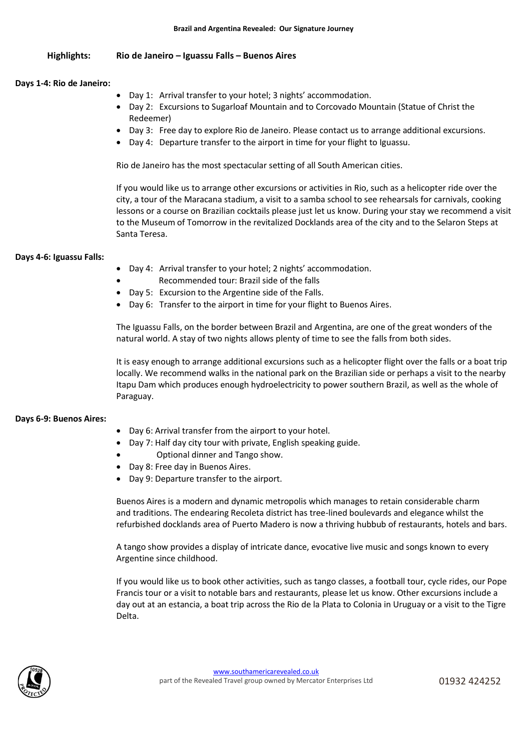**Brazil and Argentina Revealed: Our Signature Journey**

**Highlights:** **Rio de Janeiro – Iguassu Falls – Buenos Aires**

**Days 1-4: Rio de Janeiro:**

- Day 1: Arrival transfer to your hotel; 3 nights' accommodation.
- Day 2: Excursions to Sugarloaf Mountain and to Corcovado Mountain (Statue of Christ the Redeemer)
- Day 3: Free day to explore Rio de Janeiro. Please contact us to arrange additional excursions.
- Day 4: Departure transfer to the airport in time for your flight to Iguassu.

Rio de Janeiro has the most spectacular setting of all South American cities.

If you would like us to arrange other excursions or activities in Rio, such as a helicopter ride over the city, a tour of the Maracana stadium, a visit to a samba school to see rehearsals for carnivals, cooking lessons or a course on Brazilian cocktails please just let us know. During your stay we recommend a visit to the Museum of Tomorrow in the revitalized Docklands area of the city and to the Selaron Steps at Santa Teresa.

**Days 4-6: Iguassu Falls:**

- Day 4: Arrival transfer to your hotel; 2 nights' accommodation.
- Recommended tour: Brazil side of the falls
- Day 5: Excursion to the Argentine side of the Falls.
- Day 6: Transfer to the airport in time for your flight to Buenos Aires.

The Iguassu Falls, on the border between Brazil and Argentina, are one of the great wonders of the natural world. A stay of two nights allows plenty of time to see the falls from both sides.

It is easy enough to arrange additional excursions such as a helicopter flight over the falls or a boat trip locally. We recommend walks in the national park on the Brazilian side or perhaps a visit to the nearby Itapu Dam which produces enough hydroelectricity to power southern Brazil, as well as the whole of Paraguay.

**Days 6-9: Buenos Aires:**

- Day 6: Arrival transfer from the airport to your hotel.
- Day 7: Half day city tour with private, English speaking guide.
- Optional dinner and Tango show.
- Day 8: Free day in Buenos Aires.
- Day 9: Departure transfer to the airport.

Buenos Aires is a modern and dynamic metropolis which manages to retain considerable charm and traditions. The endearing Recoleta district has tree-lined boulevards and elegance whilst the refurbished docklands area of Puerto Madero is now a thriving hubbub of restaurants, hotels and bars.

A tango show provides a display of intricate dance, evocative live music and songs known to every Argentine since childhood.

If you would like us to book other activities, such as tango classes, a football tour, cycle rides, our Pope Francis tour or a visit to notable bars and restaurants, please let us know. Other excursions include a day out at an estancia, a boat trip across the Rio de la Plata to Colonia in Uruguay or a visit to the Tigre Delta.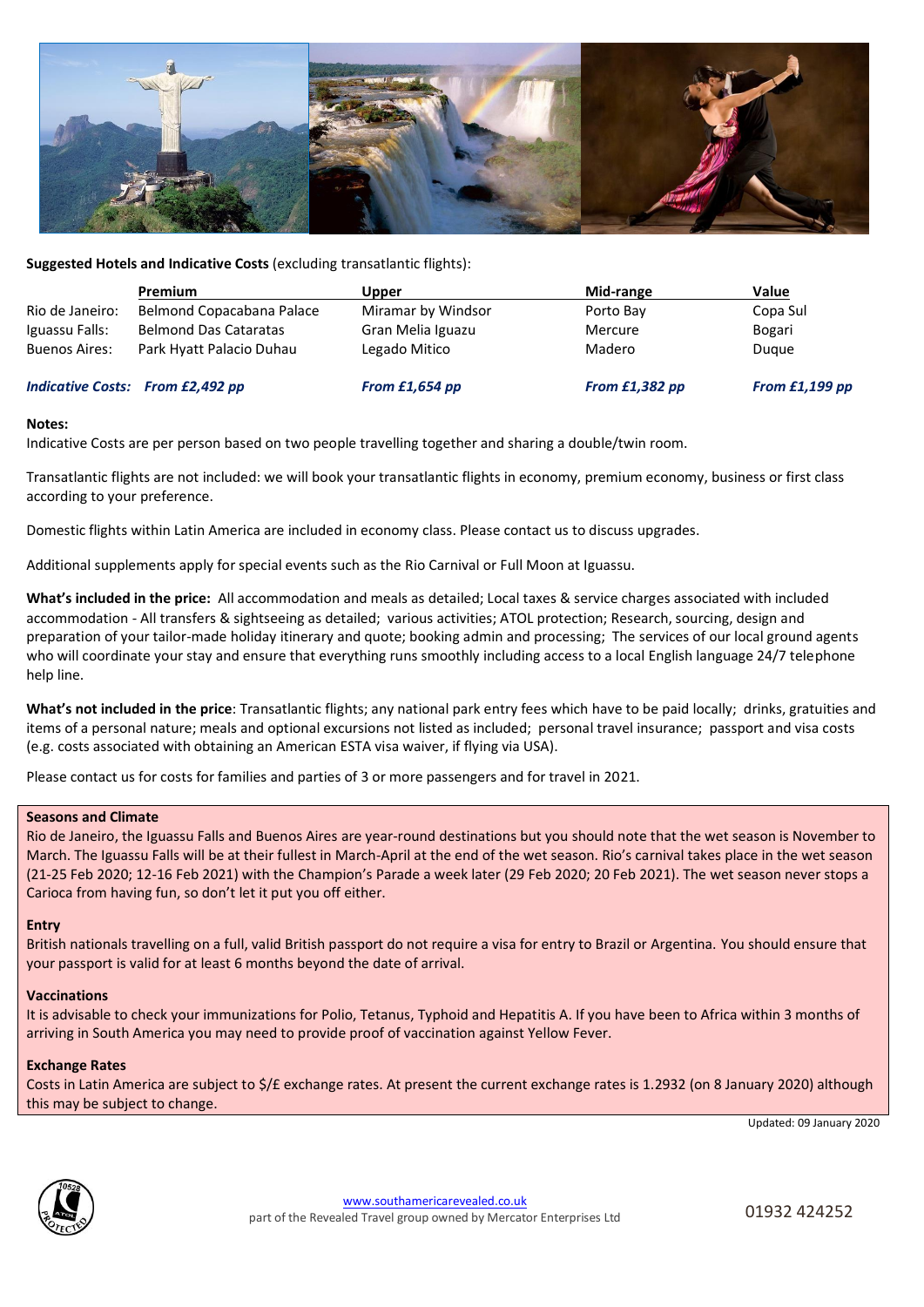**Suggested Hotels and Indicative Costs** (excluding transatlantic flights):

| | Premium | Upper | Mid-range | Value |
|---|---|---|---|---|
| Rio de Janeiro: | Belmond Copacabana Palace | Miramar by Windsor | Porto Bay | Copa Sul |
| Iguassu Falls: | Belmond Das Cataratas | Gran Melia Iguazu | Mercure | Bogari |
| Buenos Aires: | Park Hyatt Palacio Duhau | Legado Mitico | Madero | Duque |
| ***Indicative Costs:*** | ***From £2,492 pp*** | ***From £1,654 pp*** | ***From £1,382 pp*** | ***From £1,199 pp*** |

**Notes:**

Indicative Costs are per person based on two people travelling together and sharing a double/twin room.

Transatlantic flights are not included: we will book your transatlantic flights in economy, premium economy, business or first class according to your preference.

Domestic flights within Latin America are included in economy class. Please contact us to discuss upgrades.

Additional supplements apply for special events such as the Rio Carnival or Full Moon at Iguassu.

**What's included in the price:** All accommodation and meals as detailed; Local taxes & service charges associated with included accommodation - All transfers & sightseeing as detailed; various activities; ATOL protection; Research, sourcing, design and preparation of your tailor-made holiday itinerary and quote; booking admin and processing; The services of our local ground agents who will coordinate your stay and ensure that everything runs smoothly including access to a local English language 24/7 telephone help line.

**What's not included in the price**: Transatlantic flights; any national park entry fees which have to be paid locally; drinks, gratuities and items of a personal nature; meals and optional excursions not listed as included; personal travel insurance; passport and visa costs (e.g. costs associated with obtaining an American ESTA visa waiver, if flying via USA).

Please contact us for costs for families and parties of 3 or more passengers and for travel in 2021.

**Seasons and Climate**

Rio de Janeiro, the Iguassu Falls and Buenos Aires are year-round destinations but you should note that the wet season is November to March. The Iguassu Falls will be at their fullest in March-April at the end of the wet season. Rio's carnival takes place in the wet season (21-25 Feb 2020; 12-16 Feb 2021) with the Champion's Parade a week later (29 Feb 2020; 20 Feb 2021). The wet season never stops a Carioca from having fun, so don't let it put you off either.

**Entry**

British nationals travelling on a full, valid British passport do not require a visa for entry to Brazil or Argentina. You should ensure that your passport is valid for at least 6 months beyond the date of arrival.

**Vaccinations**

It is advisable to check your immunizations for Polio, Tetanus, Typhoid and Hepatitis A. If you have been to Africa within 3 months of arriving in South America you may need to provide proof of vaccination against Yellow Fever.

**Exchange Rates**

Costs in Latin America are subject to $/£ exchange rates. At present the current exchange rates is 1.2932 (on 8 January 2020) although this may be subject to change.

Updated: 09 January 2020

www.southamericarevealed.co.uk
part of the Revealed Travel group owned by Mercator Enterprises Ltd

01932 424252